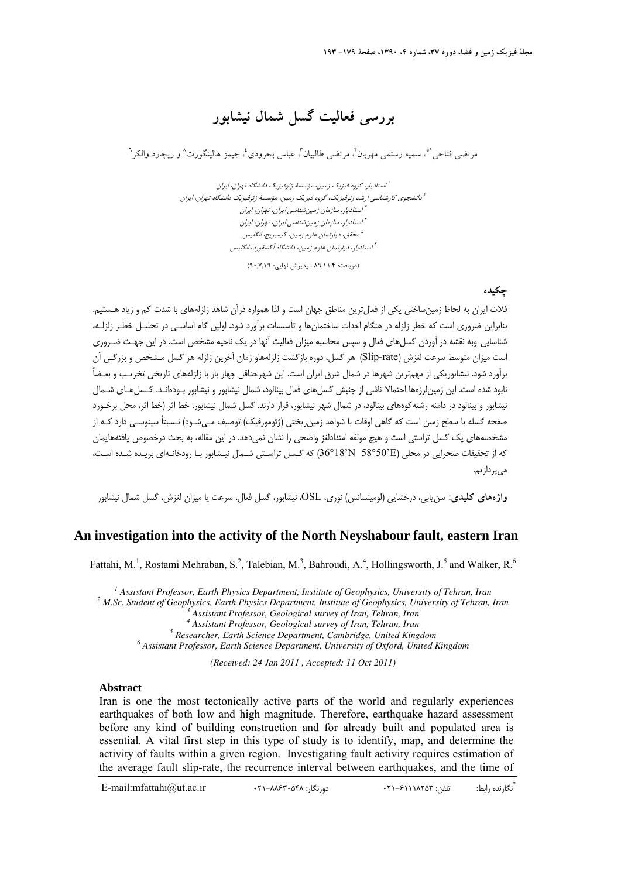# بررسی فعالیت گسل شمال نیشابور

مرتضی فتاحی[1*]، سمیه رستمی مهربان[2]، مرتضی طالبیان[3]، عباس بحرودی[4]، جیمز هالینگورث[5] و ریچارد والکر[6]

[1] استادیار، گروه فیزیک زمین، مؤسسهٔ ژئوفیزیک دانشگاه تهران، ایران
[2] دانشجوی کارشناسی ارشد ژئوفیزیک، گروه فیزیک زمین، مؤسسهٔ ژئوفیزیک دانشگاه تهران، ایران
[3] استادیار، سازمان زمین‌شناسی ایران، تهران، ایران
[4] استادیار، سازمان زمین‌شناسی ایران، تهران، ایران
[5] محقق، دپارتمان علوم زمین، کیمبریج، انگلیس
[6] استادیار، دپارتمان علوم زمین، دانشگاه آکسفورد، انگلیس

(دریافت: ۸۹/۱۱/۴ ، پذیرش نهایی: ۹۰/۷/۱۹)

## چکیده

فلات ایران به لحاظ زمین‌ساختی یکی از فعال‌ترین مناطق جهان است و لذا همواره درآن شاهد زلزله‌های با شدت کم و زیاد هستیم. بنابراین ضروری است که خطر زلزله در هنگام احداث ساختمان‌ها و تأسیسات برآورد شود. اولین گام اساسی در تحلیل خطر زلزله، شناسایی وبه نقشه در آوردن گسل‌های فعال و سپس محاسبه میزان فعالیت آنها در یک ناحیه مشخص است. در این جهت ضروری است میزان متوسط سرعت لغزش (Slip-rate) هر گسل، دوره بازگشت زلزله‌ها و زمان آخرین زلزله هر گسل مشخص و بزرگی آن برآورد شود. نیشابوریکی از مهم‌ترین شهرها در شمال شرق ایران است. این شهرحداقل چهار بار با زلزله‌های تاریخی تخریب و بعضاً نابود شده است. این زمین‌لرزه‌ها احتمالا ناشی از جنبش گسل‌های فعال بینالود، شمال نیشابور و نیشابور بوده‌اند. گسل‌های شمال نیشابور و بینالود در دامنه رشته‌کوه‌های بینالود، در شمال شهر نیشابور، قرار دارند. گسل شمال نیشابور، خط اثر (خط اثر، محل برخورد صفحه گسله با سطح زمین است که گاهی اوقات با شواهد زمین‌ریختی (ژئومورفیک) توصیف می‌شود) نسبتاً سینوسی دارد که از مشخصه‌های یک گسل تراستی است و هیچ مولفه امتدادلغز واضحی را نشان نمی‌دهد. در این مقاله، به بحث درخصوص یافته‌هایمان که از تحقیقات صحرایی در محلی (36°18'N 58°50'E) که گسل تراستی شمال نیشابور با رودخانه‌ای بریده شده است، می‌پردازیم.

**واژه‌های کلیدی**: سن‌یابی، درخشایی (لومینسانس) نوری، OSL، نیشابور، گسل فعال، سرعت یا میزان لغزش، گسل شمال نیشابور

# An investigation into the activity of the North Neyshabour fault, eastern Iran

Fattahi, M.[1], Rostami Mehraban, S.[2], Talebian, M.[3], Bahroudi, A.[4], Hollingsworth, J.[5] and Walker, R.[6]

*[1] Assistant Professor, Earth Physics Department, Institute of Geophysics, University of Tehran, Iran*
*[2] M.Sc. Student of Geophysics, Earth Physics Department, Institute of Geophysics, University of Tehran, Iran*
*[3] Assistant Professor, Geological survey of Iran, Tehran, Iran*
*[4] Assistant Professor, Geological survey of Iran, Tehran, Iran*
*[5] Researcher, Earth Science Department, Cambridge, United Kingdom*
*[6] Assistant Professor, Earth Science Department, University of Oxford, United Kingdom*

*(Received: 24 Jan 2011 , Accepted: 11 Oct 2011)*

## Abstract

Iran is one the most tectonically active parts of the world and regularly experiences earthquakes of both low and high magnitude. Therefore, earthquake hazard assessment before any kind of building construction and for already built and populated area is essential. A vital first step in this type of study is to identify, map, and determine the activity of faults within a given region. Investigating fault activity requires estimation of the average fault slip-rate, the recurrence interval between earthquakes, and the time of

*نگارنده رابط: تلفن: ۶۱۱۱۸۲۵۳-۰۲۱ دورنگار: ۸۸۶۳۰۵۴۸-۰۲۱ E-mail:mfattahi@ut.ac.ir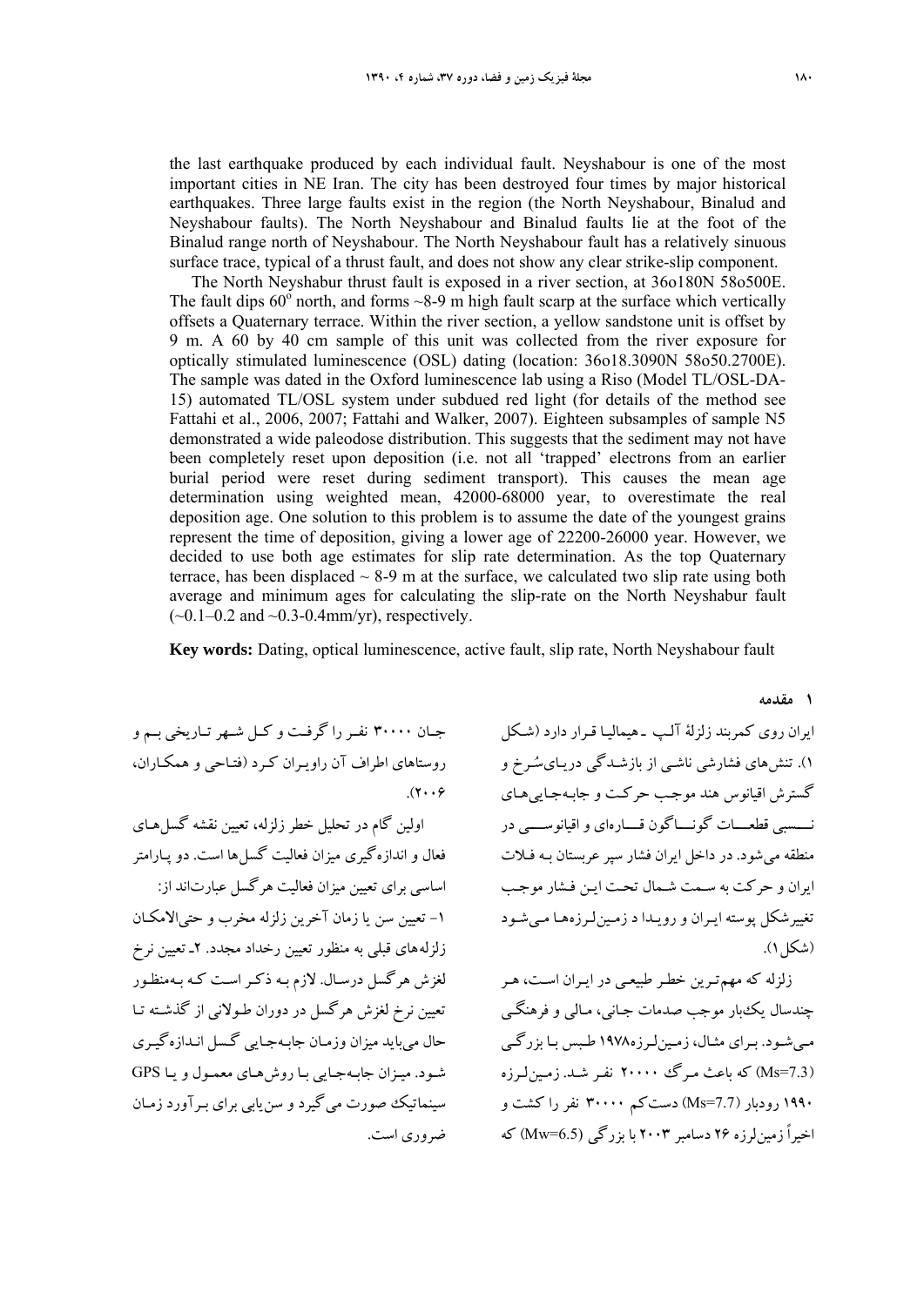the last earthquake produced by each individual fault. Neyshabour is one of the most important cities in NE Iran. The city has been destroyed four times by major historical earthquakes. Three large faults exist in the region (the North Neyshabour, Binalud and Neyshabour faults). The North Neyshabour and Binalud faults lie at the foot of the Binalud range north of Neyshabour. The North Neyshabour fault has a relatively sinuous surface trace, typical of a thrust fault, and does not show any clear strike-slip component.

The North Neyshabur thrust fault is exposed in a river section, at 36o180N 58o500E. The fault dips 60° north, and forms ~8-9 m high fault scarp at the surface which vertically offsets a Quaternary terrace. Within the river section, a yellow sandstone unit is offset by 9 m. A 60 by 40 cm sample of this unit was collected from the river exposure for optically stimulated luminescence (OSL) dating (location: 36o18.3090N 58o50.2700E). The sample was dated in the Oxford luminescence lab using a Riso (Model TL/OSL-DA-15) automated TL/OSL system under subdued red light (for details of the method see Fattahi et al., 2006, 2007; Fattahi and Walker, 2007). Eighteen subsamples of sample N5 demonstrated a wide paleodose distribution. This suggests that the sediment may not have been completely reset upon deposition (i.e. not all 'trapped' electrons from an earlier burial period were reset during sediment transport). This causes the mean age determination using weighted mean, 42000-68000 year, to overestimate the real deposition age. One solution to this problem is to assume the date of the youngest grains represent the time of deposition, giving a lower age of 22200-26000 year. However, we decided to use both age estimates for slip rate determination. As the top Quaternary terrace, has been displaced ~ 8-9 m at the surface, we calculated two slip rate using both average and minimum ages for calculating the slip-rate on the North Neyshabur fault (~0.1–0.2 and ~0.3-0.4mm/yr), respectively.

**Key words:** Dating, optical luminescence, active fault, slip rate, North Neyshabour fault

## ۱ مقدمه

ایران روی کمربند زلزلهٔ آلپ ـ هیمالیا قرار دارد (شکل ۱). تنش‌های فشارشی ناشی از بازشدگی دریای‌سُرخ و گسترش اقیانوس هند موجب حرکت و جابه‌جایی‌های نسبی قطعات گوناگون قاره‌ای و اقیانوسی در منطقه می‌شود. در داخل ایران فشار سپر عربستان به فلات ایران و حرکت به سمت شمال تحت این فشار موجب تغییرشکل پوسته ایران و رویدا د زمین‌لرزه‌ها می‌شود (شکل ۱).

زلزله که مهم‌ترین خطر طبیعی در ایران است، هر چندسال یک‌بار موجب صدمات جانی، مالی و فرهنگی می‌شود. برای مثال، زمین‌لرزه۱۹۷۸ طبس با بزرگی (Ms=7.3) که باعث مرگ ۲۰۰۰۰ نفر شد. زمین‌لرزه ۱۹۹۰ رودبار (Ms=7.7) دست‌کم ۳۰۰۰۰ نفر را کشت و اخیراً زمین‌لرزه ۲۶ دسامبر ۲۰۰۳ با بزرگی (Mw=6.5) که جان ۳۰۰۰۰ نفر را گرفت و کل شهر تاریخی بم و روستاهای اطراف آن راویران کرد (فتاحی و همکاران، ۲۰۰۶).

اولین گام در تحلیل خطر زلزله، تعیین نقشه گسل‌های فعال و اندازه‌گیری میزان فعالیت گسل‌ها است. دو پارامتر اساسی برای تعیین میزان فعالیت هرگسل عبارت‌اند از: ۱- تعیین سن یا زمان آخرین زلزله مخرب و حتی‌الامکان زلزله‌های قبلی به منظور تعیین رخداد مجدد. ۲ـ تعیین نرخ لغزش هرگسل درسال. لازم به ذکر است که به‌منظور تعیین نرخ لغزش هرگسل در دوران طولانی از گذشته تا حال می‌باید میزان وزمان جابه‌جایی گسل اندازه‌گیری شود. میزان جابه‌جایی با روش‌های معمول و یا GPS سینماتیک صورت می‌گیرد و سن‌یابی برای برآورد زمان ضروری است.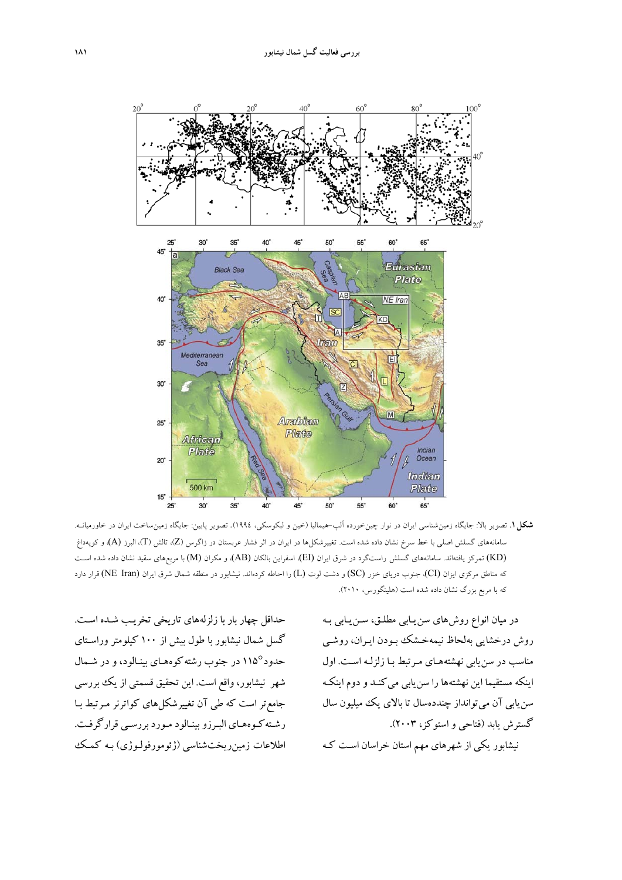**شکل ۱.** تصویر بالا: جایگاه زمین‌شناسی ایران در نوار چین‌خورده آلپ–هیمالیا (خین و لبکوسکی، ۱۹۹۴). تصویر پایین: جایگاه زمین‌ساخت ایران در خاورمیانه. سامانه‌های گسلش اصلی با خط سرخ نشان داده شده است. تغییرشکل‌ها در ایران در اثر فشار عربستان در زاگرس (Z)، تالش (T)، البرز (A)، و کوپه‌داغ (KD) تمرکز یافته‌اند. سامانه‌های گسلش راستگرد در شرق ایران (EI)، اسفراین بالکان (AB)، و مکران (M) با مربع‌های سفید نشان داده شده است که مناطق مرکزی ایران (CI)، جنوب دریای خزر (SC) و دشت لوت (L) را احاطه کرده‌اند. نیشابور در منطقه شمال شرق ایران (NE Iran) قرار دارد که با مربع بزرگ نشان داده شده است (هلینگورس، ۲۰۱۰).

در میان انواع روش‌های سن‌یابی مطلق، سن‌یابی به روش درخشایی به‌لحاظ نیمه‌خشک بودن ایران، روشی مناسب در سن‌یابی نهشته‌های مرتبط با زلزله است. اول اینکه مستقیما این نهشته‌ها را سن‌یابی می‌کند و دوم اینکه سن‌یابی آن می‌تواند از چندده‌سال تا بالای یک میلیون سال گسترش یابد (فتاحی و استوکز، ۲۰۰۳).

نیشابور یکی از شهرهای مهم استان خراسان است که حداقل چهار بار با زلزله‌های تاریخی تخریب شده است. گسل شمال نیشابور با طول بیش از ۱۰۰ کیلومتر وراستای حدود°۱۱۵ در جنوب رشته کوه‌های بینالود، و در شمال شهر نیشابور، واقع است. این تحقیق قسمتی از یک بررسی جامع‌تر است که طی آن تغییرشکل‌های کواترنر مرتبط با رشته‌کوه‌های البرز و بینالود مورد بررسی قرارگرفت. اطلاعات زمین‌ریخت‌شناسی (ژئومورفولوژی) به کمک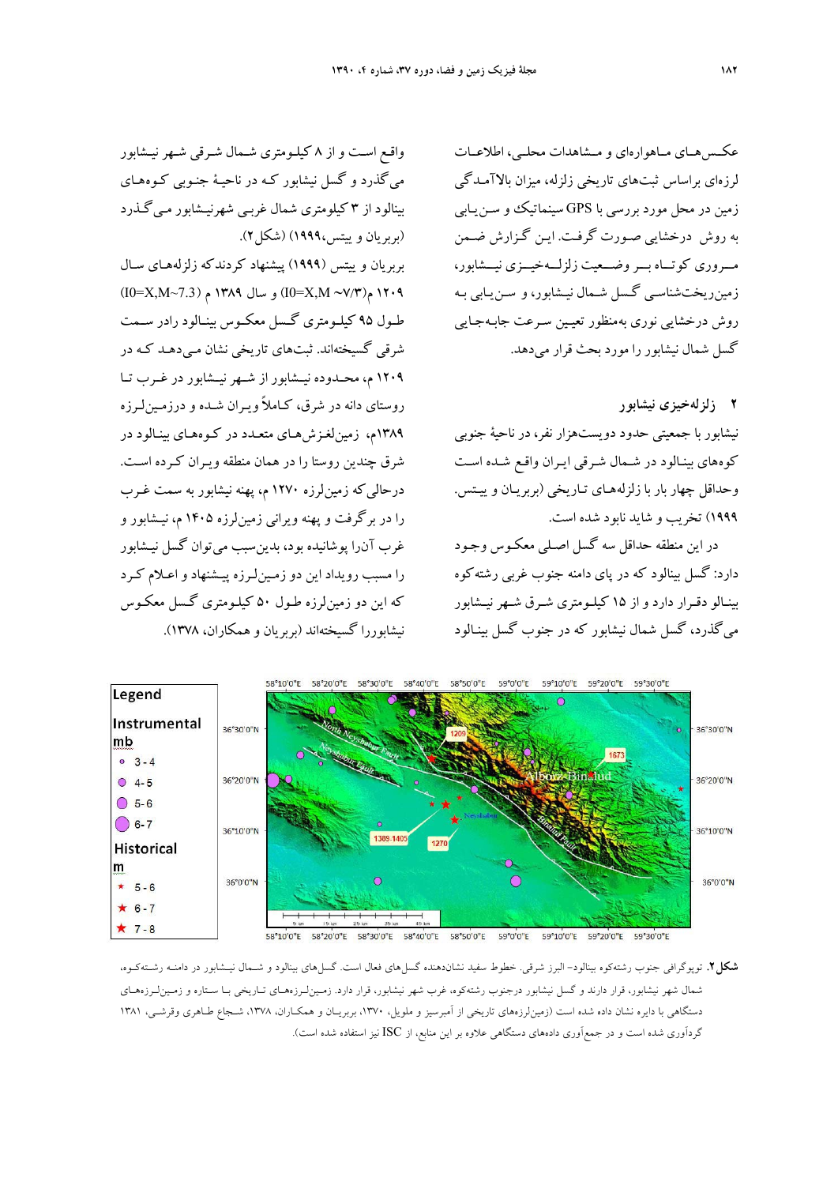عکس‌های ماهواره‌ای و مشاهدات محلی، اطلاعات لرزه‌ای براساس ثبت‌های تاریخی زلزله، میزان بالاآمدگی زمین در محل مورد بررسی با GPS سینماتیک و سن‌یابی به روش درخشایی صورت گرفت. این گزارش ضمن مروری کوتاه بر وضعیت زلزله‌خیزی نیشابور، زمین‌ریخت‌شناسی گسل شمال نیشابور، و سن‌یابی به روش درخشایی نوری به‌منظور تعیین سرعت جابه‌جایی گسل شمال نیشابور را مورد بحث قرار می‌دهد.

## ۲ زلزله‌خیزی نیشابور

نیشابور با جمعیتی حدود دویست‌هزار نفر، در ناحیهٔ جنوبی کوه‌های بینالود در شمال شرقی ایران واقع شده است وحداقل چهار بار با زلزله‌های تاریخی (بربریان و بیتس، ۱۹۹۹) تخریب و شاید نابود شده است.

در این منطقه حداقل سه گسل اصلی معکوس وجود دارد: گسل بینالود که در پای دامنه جنوب غربی رشته‌کوه بینالو دقرار دارد و از ۱۵ کیلومتری شرق شهر نیشابور می‌گذرد، گسل شمال نیشابور که در جنوب گسل بینالود واقع است و از ۸ کیلومتری شمال شرقی شهر نیشابور می‌گذرد و گسل نیشابور که در ناحیهٔ جنوبی کوه‌های بینالود از ۳ کیلومتری شمال غربی شهرنیشابور می‌گذرد (بربریان و بیتس،۱۹۹۹) (شکل۲).

بربریان و بیتس (۱۹۹۹) پیشنهاد کردندکه زلزله‌های سال ۱۲۰۹ م(۷/۳~ I0=X,M) و سال ۱۳۸۹ م (I0=X,M~7.3) طول ۹۵ کیلومتری گسل معکوس بینالود رادر سمت شرقی گسیخته‌اند. ثبت‌های تاریخی نشان می‌دهد که در ۱۲۰۹ م، محدوده نیشابور از شهر نیشابور در غرب تا روستای دانه در شرق، کاملاً ویران شده و درزمین‌لرزه ۱۳۸۹م، زمین‌لغزش‌های متعدد در کوه‌های بینالود در شرق چندین روستا را در همان منطقه ویران کرده است. درحالی‌که زمین‌لرزه ۱۲۷۰ م، پهنه نیشابور به سمت غرب را در بر گرفت و پهنه ویرانی زمین‌لرزه ۱۴۰۵ م، نیشابور و غرب آنرا پوشانیده بود، بدین‌سبب می‌توان گسل نیشابور را مسبب رویداد این دو زمین‌لرزه پیشنهاد و اعلام کرد که این دو زمین‌لرزه طول ۵۰ کیلومتری گسل معکوس نیشابوررا گسیخته‌اند (بربریان و همکاران، ۱۳۷۸).

**شکل۲.** توپوگرافی جنوب رشته‌کوه بینالود– البرز شرقی. خطوط سفید نشان‌دهنده گسل‌های فعال است. گسل‌های بینالود و شمال نیشابور در دامنه رشته‌کوه، شمال شهر نیشابور، قرار دارند و گسل نیشابور درجنوب رشته‌کوه، غرب شهر نیشابور، قرار دارد. زمین‌لرزه‌های تاریخی با ستاره و زمین‌لرزه‌های دستگاهی با دایره نشان داده شده است (زمین‌لرزه‌های تاریخی از آمبرسیز و ملویل، ۱۳۷۰، بربریان و همکاران، ۱۳۷۸، شجاع طاهری وقرشی، ۱۳۸۱ گردآوری شده است و در جمع‌آوری داده‌های دستگاهی علاوه بر این منابع، از ISC نیز استفاده شده است).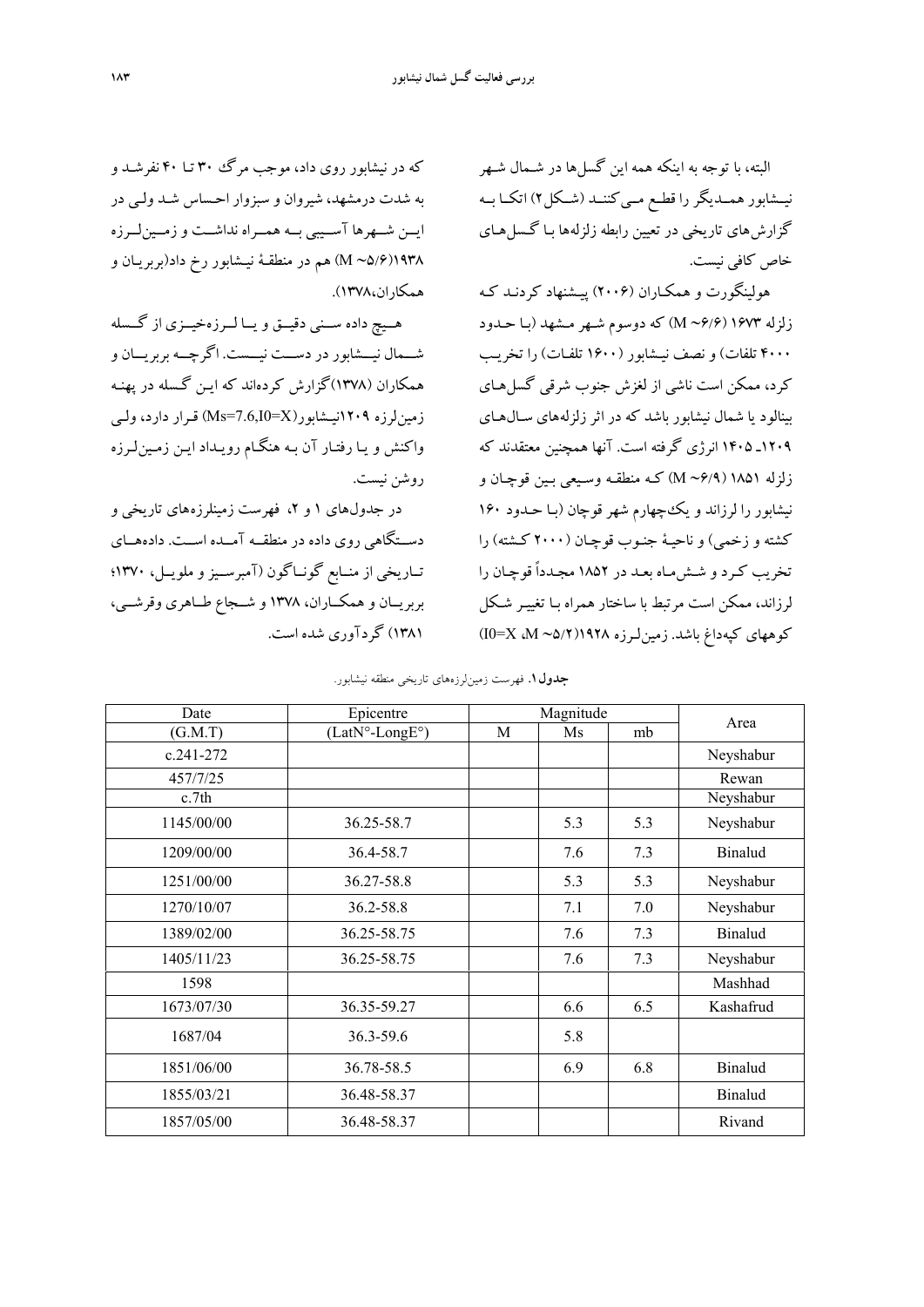البته، با توجه به اینکه همه این گسل‌ها در شمال شهر نیشابور همدیگر را قطع می‌کنند (شکل۲) اتکا به گزارش‌های تاریخی در تعیین رابطه زلزله‌ها با گسل‌های خاص کافی نیست.

هولینگورت و همکاران (۲۰۰۶) پیشنهاد کردند که زلزله ۱۶۷۳ (M ~۶/۶) که دوسوم شهر مشهد (با حدود ۴۰۰۰ تلفات) و نصف نیشابور (۱۶۰۰ تلفات) را تخریب کرد، ممکن است ناشی از لغزش جنوب شرقی گسل‌های بینالود یا شمال نیشابور باشد که در اثر زلزله‌های سال‌های ۱۲۰۹- ۱۴۰۵ انرژی گرفته است. آنها همچنین معتقدند که زلزله ۱۸۵۱ (M ~۶/۹) که منطقه وسیعی بین قوچان و نیشابور را لرزاند و یک‌چهارم شهر قوچان (با حدود ۱۶۰ کشته و زخمی) و ناحیهٔ جنوب قوچان (۲۰۰۰ کشته) را تخریب کرد و شش‌ماه بعد در ۱۸۵۲ مجدداً قوچان را لرزاند، ممکن است مرتبط با ساختار همراه با تغییر شکل کوههای کپه‌داغ باشد. زمین‌لرزه ۱۹۲۸(M ~۵/۲، I0=X) که در نیشابور روی داد، موجب مرگ ۳۰ تا ۴۰ نفرشد و به شدت درمشهد، شیروان و سبزوار احساس شد ولی در این شهرها آسیبی به همراه نداشت و زمین‌لرزه ۱۹۳۸(M ~۵/۶) هم در منطقهٔ نیشابور رخ داد(بربریان و همکاران،۱۳۷۸).

هیچ داده سنی دقیق و یا لرزه‌خیزی از گسله شمال نیشابور در دست نیست. اگرچه بربریان و همکاران (۱۳۷۸)گزارش کرده‌اند که این گسله در پهنه زمین‌لرزه ۱۲۰۹نیشابور(Ms=7.6,I0=X) قرار دارد، ولی واکنش و یا رفتار آن به هنگام رویداد این زمین‌لرزه روشن نیست.

در جدول‌های ۱ و ۲، فهرست زمینلرزه‌های تاریخی و دستگاهی روی داده در منطقه آمده است. داده‌های تاریخی از منابع گوناگون (آمبرسیز و ملویل، ۱۳۷۰؛ بربریان و همکاران، ۱۳۷۸ و شجاع طاهری وقرشی، ۱۳۸۱) گردآوری شده است.

**جدول۱.** فهرست زمین‌لرزه‌های تاریخی منطقه نیشابور.

| Date | Epicentre | Magnitude | | | Area |
|---|---|---|---|---|---|
| (G.M.T) | (LatN°-LongE°) | M | Ms | mb | |
| c.241-272 | | | | | Neyshabur |
| 457/7/25 | | | | | Rewan |
| c.7th | | | | | Neyshabur |
| 1145/00/00 | 36.25-58.7 | | 5.3 | 5.3 | Neyshabur |
| 1209/00/00 | 36.4-58.7 | | 7.6 | 7.3 | Binalud |
| 1251/00/00 | 36.27-58.8 | | 5.3 | 5.3 | Neyshabur |
| 1270/10/07 | 36.2-58.8 | | 7.1 | 7.0 | Neyshabur |
| 1389/02/00 | 36.25-58.75 | | 7.6 | 7.3 | Binalud |
| 1405/11/23 | 36.25-58.75 | | 7.6 | 7.3 | Neyshabur |
| 1598 | | | | | Mashhad |
| 1673/07/30 | 36.35-59.27 | | 6.6 | 6.5 | Kashafrud |
| 1687/04 | 36.3-59.6 | | 5.8 | | |
| 1851/06/00 | 36.78-58.5 | | 6.9 | 6.8 | Binalud |
| 1855/03/21 | 36.48-58.37 | | | | Binalud |
| 1857/05/00 | 36.48-58.37 | | | | Rivand |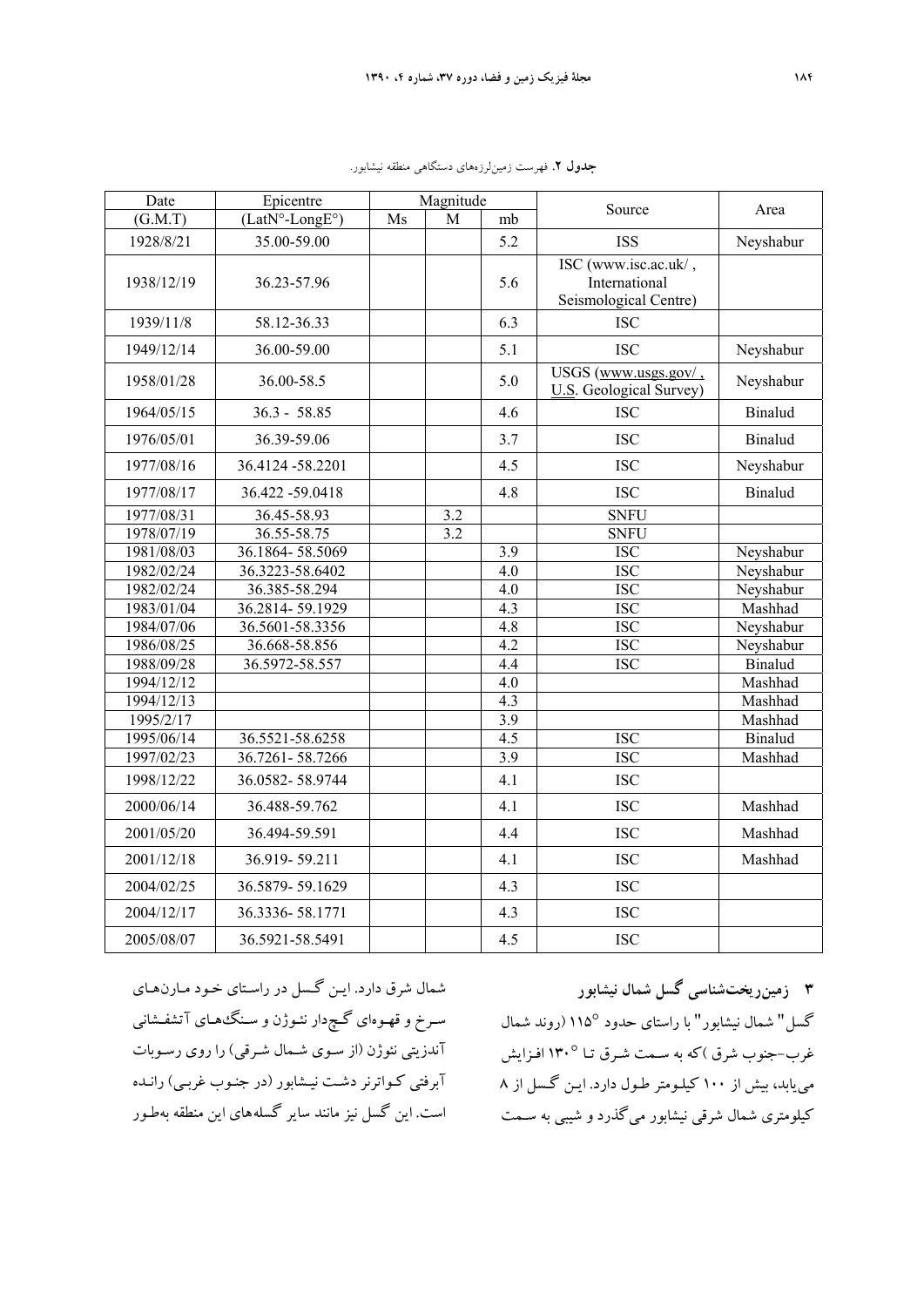**جدول ۲.** فهرست زمین‌لرزه‌های دستگاهی منطقه نیشابور.

| Date | Epicentre | Magnitude | | | Source | Area |
|---|---|---|---|---|---|---|
| (G.M.T) | (LatN°-LongE°) | Ms | M | mb | | |
| 1928/8/21 | 35.00-59.00 | | | 5.2 | ISS | Neyshabur |
| 1938/12/19 | 36.23-57.96 | | | 5.6 | ISC (www.isc.ac.uk/ , International Seismological Centre) | |
| 1939/11/8 | 58.12-36.33 | | | 6.3 | ISC | |
| 1949/12/14 | 36.00-59.00 | | | 5.1 | ISC | Neyshabur |
| 1958/01/28 | 36.00-58.5 | | | 5.0 | USGS (www.usgs.gov/ , U.S. Geological Survey) | Neyshabur |
| 1964/05/15 | 36.3 - 58.85 | | | 4.6 | ISC | Binalud |
| 1976/05/01 | 36.39-59.06 | | | 3.7 | ISC | Binalud |
| 1977/08/16 | 36.4124 -58.2201 | | | 4.5 | ISC | Neyshabur |
| 1977/08/17 | 36.422 -59.0418 | | | 4.8 | ISC | Binalud |
| 1977/08/31 | 36.45-58.93 | | 3.2 | | SNFU | |
| 1978/07/19 | 36.55-58.75 | | 3.2 | | SNFU | |
| 1981/08/03 | 36.1864- 58.5069 | | | 3.9 | ISC | Neyshabur |
| 1982/02/24 | 36.3223-58.6402 | | | 4.0 | ISC | Neyshabur |
| 1982/02/24 | 36.385-58.294 | | | 4.0 | ISC | Neyshabur |
| 1983/01/04 | 36.2814- 59.1929 | | | 4.3 | ISC | Mashhad |
| 1984/07/06 | 36.5601-58.3356 | | | 4.8 | ISC | Neyshabur |
| 1986/08/25 | 36.668-58.856 | | | 4.2 | ISC | Neyshabur |
| 1988/09/28 | 36.5972-58.557 | | | 4.4 | ISC | Binalud |
| 1994/12/12 | | | | 4.0 | | Mashhad |
| 1994/12/13 | | | | 4.3 | | Mashhad |
| 1995/2/17 | | | | 3.9 | | Mashhad |
| 1995/06/14 | 36.5521-58.6258 | | | 4.5 | ISC | Binalud |
| 1997/02/23 | 36.7261- 58.7266 | | | 3.9 | ISC | Mashhad |
| 1998/12/22 | 36.0582- 58.9744 | | | 4.1 | ISC | |
| 2000/06/14 | 36.488-59.762 | | | 4.1 | ISC | Mashhad |
| 2001/05/20 | 36.494-59.591 | | | 4.4 | ISC | Mashhad |
| 2001/12/18 | 36.919- 59.211 | | | 4.1 | ISC | Mashhad |
| 2004/02/25 | 36.5879- 59.1629 | | | 4.3 | ISC | |
| 2004/12/17 | 36.3336- 58.1771 | | | 4.3 | ISC | |
| 2005/08/07 | 36.5921-58.5491 | | | 4.5 | ISC | |

## ۳ زمین‌ریخت‌شناسی گسل شمال نیشابور

گسل" شمال نیشابور" با راستای حدود °۱۱۵ (روند شمال غرب-جنوب شرق )که به سمت شرق تا °۱۳۰ افزایش می‌یابد، بیش از ۱۰۰ کیلومتر طول دارد. این گسل از ۸ کیلومتری شمال شرقی نیشابور می‌گذرد و شیبی به سمت شمال شرق دارد. این گسل در راستای خود مارن‌های سرخ و قهوه‌ای گچ‌دار نئوژن و سنگ‌های آتشفشانی آندزیتی نئوژن (از سوی شمال شرقی) را روی رسوبات آبرفتی کواترنر دشت نیشابور (در جنوب غربی) رانده است. این گسل نیز مانند سایر گسله‌های این منطقه به‌طور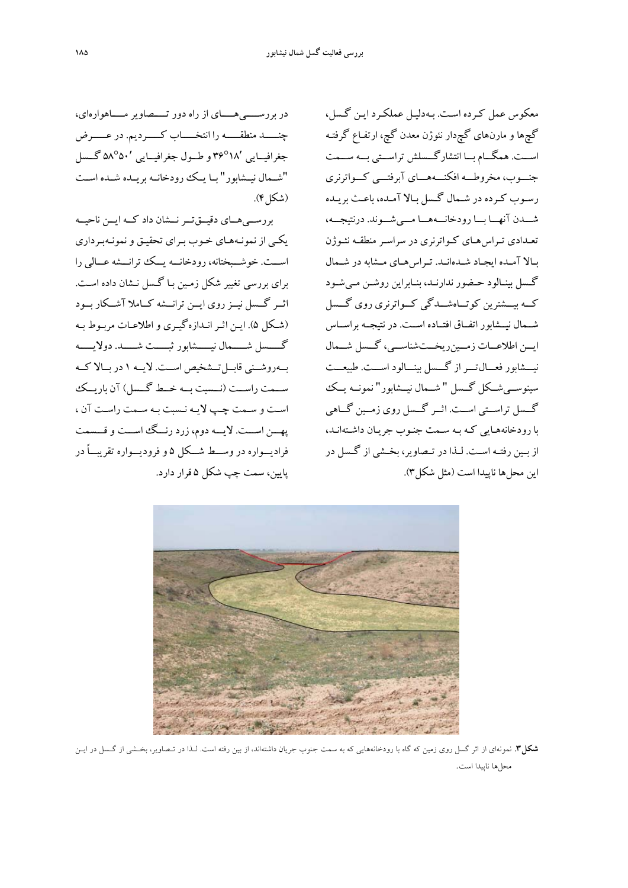معکوس عمل کرده است. به‌دلیل عملکرد این گسل، گچ‌ها و مارن‌های گچ‌دار نئوژن معدن گچ، ارتفاع گرفته است. همگام با انتشارگسلش تراستی به سمت جنوب، مخروطه افکنه‌های آبرفتی کواترنری رسوب کرده در شمال گسل بالا آمده، باعث بریده شدن آنها با رودخانه‌ها می‌شوند. درنتیجه، تعدادی تراس‌های کواترنری در سراسر منطقه نئوژن بالا آمده ایجاد شده‌اند. تراس‌های مشابه در شمال گسل بینالود حضور ندارند، بنابراین روشن می‌شود که بیشترین کوتاه‌شدگی کواترنری روی گسل شمال نیشابور اتفاق افتاده است. در نتیجه براساس این اطلاعات زمین‌ریخت‌شناسی، گسل شمال نیشابور فعال‌تر از گسل بینالود است. طبیعت سینوسی‌شکل گسل " شمال نیشابور" نمونه یک گسل تراستی است. اثر گسل روی زمین گاهی با رودخانه‌هایی که به سمت جنوب جریان داشته‌اند، از بین رفته است. لذا در تصاویر، بخشی از گسل در این محل‌ها ناپیدا است (مثل شکل۳).

در بررسی‌های از راه دور تصاویر ماهواره‌ای، چند منطقه را انتخاب کردیم. در عرض جغرافیایی ۳۶°۱۸′ و طول جغرافیایی ۵۸°۵۰′ گسل "شمال نیشابور" با یک رودخانه بریده شده است (شکل۴).

بررسی‌های دقیق‌تر نشان داد که این ناحیه یکی از نمونه‌های خوب برای تحقیق و نمونه‌برداری است. خوشبختانه، رودخانه یک ترانشه عالی را برای بررسی تغییر شکل زمین با گسل نشان داده است. اثر گسل نیز روی این ترانشه کاملا آشکار بود (شکل ۵). این اثر اندازه‌گیری و اطلاعات مربوط به گسل شمال نیشابور ثبت شد. دولایه به‌روشنی قابل تشخیص است. لایه ۱ در بالا که سمت راست (نسبت به خط گسل) آن باریک است و سمت چپ لایه نسبت به سمت راست آن، پهن است. لایه دوم، زرد رنگ است و قسمت فرادیواره در وسط شکل ۵ و فرودیواره تقریباً در پایین، سمت چپ شکل ۵ قرار دارد.

**شکل۳**. نمونه‌ای از اثر گسل روی زمین که گاه با رودخانه‌هایی که به سمت جنوب جریان داشته‌اند، از بین رفته است. لذا در تصاویر، بخشی از گسل در این محل‌ها ناپیدا است.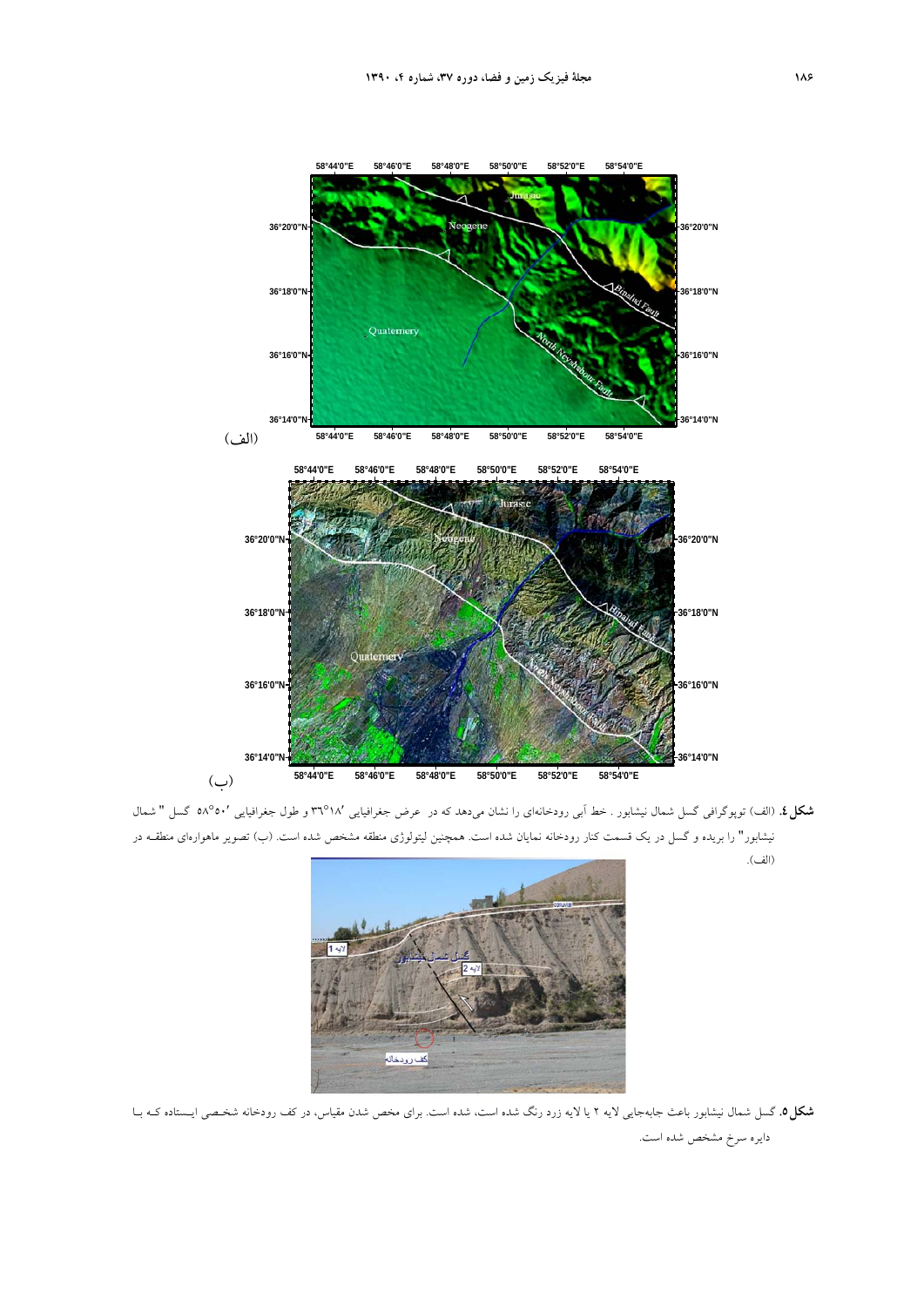(الف)

(ب)

**شکل ٤.** (الف) توپوگرافی گسل شمال نیشابور . خط آبی رودخانه‌ای را نشان می‌دهد که در عرض جغرافیایی ′١٨°٣٦ و طول جغرافیایی ′٥٠°٥٨ گسل " شمال نیشابور" را بریده و گسل در یک قسمت کنار رودخانه نمایان شده است. همچنین لیتولوژی منطقه مشخص شده است. (ب) تصویر ماهواره‌ای منطقـه در (الف).

**شکل ٥.** گسل شمال نیشابور باعث جابه‌جایی لایه ٢ یا لایه زرد رنگ شده است، شده است. برای مخص شدن مقیاس، در کف رودخانه شخـصی ایـستاده کـه بـا دایره سرخ مشخص شده است.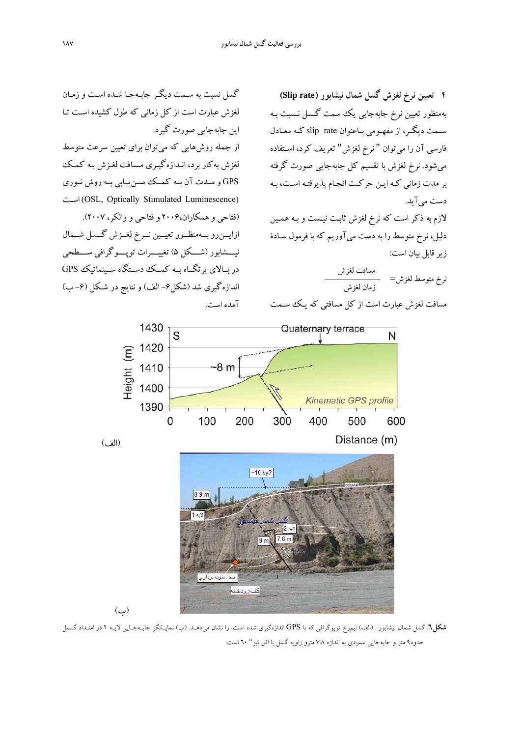## ۴ تعیین نرخ لغزش گسل شمال نیشابور (Slip rate)

به‌منظور تعیین نرخ جابه‌جایی یک سمت گسل نسبت به سمت دیگر، از مفهومی باعنوان slip rate که معادل فارسی آن را می‌توان "نرخ لغزش" تعریف کرد، استفاده می‌شود. نرخ لغزش با تقسیم کل جابه‌جایی صورت گرفته بر مدت زمانی که این حرکت انجام پذیرفته است، به دست می‌آید.

لازم به ذکر است که نرخ لغزش ثابت نیست و به همین دلیل، نرخ متوسط را به دست می‌آوریم که با فرمول سادهٔ زیر قابل بیان است:

$$\text{نرخ متوسط لغزش} = \frac{\text{مسافت لغزش}}{\text{زمان لغزش}}$$

مسافت لغزش عبارت است از کل مسافتی که یک سمت گسل نسبت به سمت دیگر جابه‌جا شده است و زمان لغزش عبارت است از کل زمانی که طول کشیده است تا این جابه‌جایی صورت گیرد.

از جمله روش‌هایی که می‌توان برای تعیین سرعت متوسط لغزش به‌کار برد، اندازه‌گیری مسافت لغزش به کمک GPS و مدت آن به کمک سن‌یابی به روش نوری (OSL, Optically Stimulated Luminescence) است (فتاحی و همکاران،۲۰۰۶ و فتاحی و والکر، ۲۰۰۷).

ازاین‌رو به‌منظور تعیین نرخ لغزش گسل شمال نیشابور (شکل ۵) تغییرات توپوگرافی سطحی در بالای پرتگاه به کمک دستگاه سینماتیک GPS اندازه‌گیری شد (شکل۶- الف) و نتایج در شکل (۶- ب) آمده است.

(الف)

(ب)

**شکل۶.** گسل شمال نیشابور . (الف) نیمرخ توپوگرافی که با GPS اندازه‌گیری شده است، را نشان می‌دهد. (ب) نمایانگر جابه‌جایی لایه ۲ در امتداد گسل حدود۹ متر و جابه‌جایی عمودی به اندازه ۷.۸ مترو زاویه گسل با افق نیز° ٦٠ است.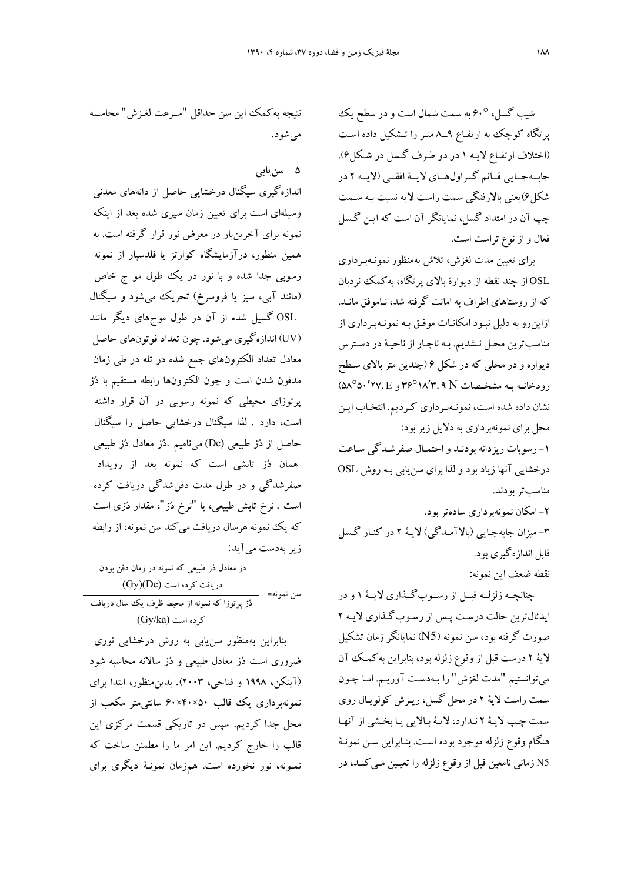شیب گسل، °۶۰ به سمت شمال است و در سطح یک پرتگاه کوچک به ارتفاع ۹ـ۸ متر را تشکیل داده است (اختلاف ارتفاع لایه ۱ در دو طرف گسل در شکل۶). جابه‌جایی قائم گراول‌های لایهٔ افقی (لایه ۲ در شکل۶)یعنی بالارفتگی سمت راست لایه نسبت به سمت چپ آن در امتداد گسل، نمایانگر آن است که این گسل فعال و از نوع تراست است.

برای تعیین مدت لغزش، تلاش به‌منظور نمونه‌برداری OSL از چند نقطه از دیوارهٔ بالای پرتگاه، به‌کمک نردبان که از روستاهای اطراف به امانت گرفته شد، ناموفق ماند. ازاین‌رو به دلیل نبود امکانات موفق به نمونه‌برداری از مناسب‌ترین محل نشدیم. به ناچار از ناحیهٔ در دسترس دیواره و در محلی که در شکل ۶ (چندین متر بالای سطح رودخانه به مشخصات N ۳۶°۱۸′۳.۹ و E ۵۸°۵۰′۲۷) نشان داده شده است، نمونه‌برداری کردیم. انتخاب این محل برای نمونه‌برداری به دلایل زیر بود:

۱- رسوبات ریزدانه بودند و احتمال صفرشدگی ساعت درخشایی آنها زیاد بود و لذا برای سن‌یابی به روش OSL مناسب‌تر بودند.

۲- امکان نمونه‌برداری ساده‌تر بود.

۳- میزان جابه‌جایی (بالاآمدگی) لایهٔ ۲ در کنار گسل قابل اندازه‌گیری بود.

نقطه ضعف این نمونه:

چنانچه زلزله قبل از رسوب‌گذاری لایهٔ ۱ و در ایدئال‌ترین حالت درست پس از رسوب‌گذاری لایه ۲ صورت گرفته بود، سن نمونه (N5) نمایانگر زمان تشکیل لایهٔ ۲ درست قبل از وقوع زلزله بود، بنابراین به‌کمک آن می‌توانستیم "مدت لغزش" را به‌دست آوریم. اما چون سمت راست لایهٔ ۲ در محل گسل، ریزش کولویال روی سمت چپ لایهٔ ۲ ندارد، لایهٔ بالایی یا بخشی از آنها هنگام وقوع زلزله موجود بوده است. بنابراین سن نمونهٔ N5 زمانی نامعین قبل از وقوع زلزله را تعیین می‌کند، در نتیجه به‌کمک این سن حداقل "سرعت لغزش" محاسبه می‌شود.

## ۵ سن‌یابی

اندازه‌گیری سیگنال درخشایی حاصل از دانه‌های معدنی وسیله‌ای است برای تعیین زمان سپری شده بعد از اینکه نمونه برای آخرین‌بار در معرض نور قرار گرفته است. به همین منظور، درآزمایشگاه کوارتز یا فلدسپار از نمونه رسوبی جدا شده و با نور در یک طول مو ج خاص (مانند آبی، سبز یا فروسرخ) تحریک می‌شود و سیگنال OSL گسیل شده از آن در طول موج‌های دیگر مانند (UV) اندازه‌گیری می‌شود. چون تعداد فوتون‌های حاصل معادل تعداد الکترون‌های جمع شده در تله در طی زمان مدفون شدن است و چون الکترون‌ها رابطه مستقیم با دُز پرتوزای محیطی که نمونه رسوبی در آن قرار داشته است، دارد . لذا سیگنال درخشایی حاصل را سیگنال حاصل از دُز طبیعی (De) می‌نامیم .دُز معادل دُز طبیعی همان دُز تابشی است که نمونه بعد از رویداد صفرشدگی و در طول مدت دفن‌شدگی دریافت کرده است . نرخ تابش طبیعی، یا "نرخ دُز"، مقدار دُزی است که یک نمونه هرسال دریافت می‌کند سن نمونه، از رابطه زیر به‌دست می‌آید:

$$\text{سن نمونه} = \frac{\text{دز معادل دُز طبیعی که نمونه در زمان دفن بودن دریافت کرده است (Gy)(De)}}{\text{دُز پرتوزا که نمونه از محیط ظرف یک سال دریافت کرده است (Gy/ka)}}$$

بنابراین به‌منظور سن‌یابی به روش درخشایی نوری ضروری است دُز معادل طبیعی و دُز سالانه محاسبه شود (آیتکن، ۱۹۹۸ و فتاحی، ۲۰۰۳). بدین‌منظور، ابتدا برای نمونه‌برداری یک قالب ۵۰×۴۰×۶۰ سانتی‌متر مکعب از محل جدا کردیم. سپس در تاریکی قسمت مرکزی این قالب را خارج کردیم. این امر ما را مطمئن ساخت که نمونه، نور نخورده است. هم‌زمان نمونهٔ دیگری برای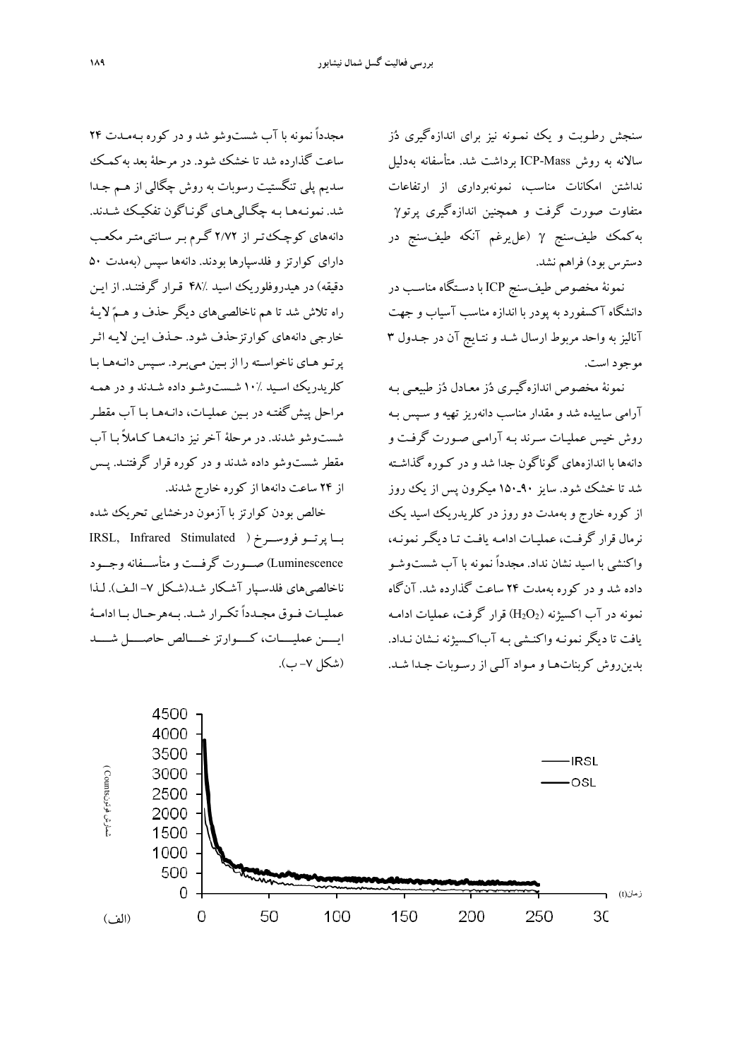سنجش رطوبت و یک نمونه نیز برای اندازه‌گیری دُز سالانه به روش ICP-Mass برداشت شد. متأسفانه به‌دلیل نداشتن امکانات مناسب، نمونه‌برداری از ارتفاعات متفاوت صورت گرفت و همچنین اندازه‌گیری پرتو $\gamma$ به‌کمک طیف‌سنج $\gamma$ (علی‌رغم آنکه طیف‌سنج در دسترس بود) فراهم نشد.

نمونهٔ مخصوص طیف‌سنج ICP با دستگاه مناسب در دانشگاه آکسفورد به پودر با اندازه مناسب آسیاب و جهت آنالیز به واحد مربوط ارسال شد و نتایج آن در جدول ۳ موجود است.

نمونهٔ مخصوص اندازه‌گیری دُز معادل دُز طبیعی به آرامی ساییده شد و مقدار مناسب دانه‌ریز تهیه و سپس به روش خیس عملیات سرند به آرامی صورت گرفت و دانه‌ها با اندازه‌های گوناگون جدا شد و در کوره گذاشته شد تا خشک شود. سایز ۹۰-۱۵۰ میکرون پس از یک روز از کوره خارج و به‌مدت دو روز در کلریدریک اسید یک نرمال قرار گرفت، عملیات ادامه یافت تا دیگر نمونه، واکنشی با اسید نشان نداد. مجدداً نمونه با آب شست‌وشو داده شد و در کوره به‌مدت ۲۴ ساعت گذارده شد. آن‌گاه نمونه در آب اکسیژنه ($H_2O_2$) قرار گرفت، عملیات ادامه یافت تا دیگر نمونه واکنشی به آب‌اکسیژنه نشان نداد. بدین‌روش کربنات‌ها و مواد آلی از رسوبات جدا شد.

مجدداً نمونه با آب شست‌وشو شد و در کوره به‌مدت ۲۴ ساعت گذارده شد تا خشک شود. در مرحلهٔ بعد به‌کمک سدیم پلی تنگستیت رسوبات به روش چگالی از هم جدا شد. نمونه‌ها به چگالی‌های گوناگون تفکیک شدند. دانه‌های کوچک‌تر از ۲/۷۲ گرم بر سانتی‌متر مکعب دارای کوارتز و فلدسپارها بودند. دانه‌ها سپس (به‌مدت ۵۰ دقیقه) در هیدروفلوریک اسید ٪۴۸ قرار گرفتند. از این راه تلاش شد تا هم ناخالصی‌های دیگر حذف و هم لایهٔ خارجی دانه‌های کوارتزحذف شود. حذف این لایه اثر پرتو های ناخواسته را از بین می‌برد. سپس دانه‌ها با کلریدریک اسید ٪۱۰ شست‌وشو داده شدند و در همه مراحل پیش‌گفته در بین عملیات، دانه‌ها با آب مقطر شست‌وشو شدند. در مرحلهٔ آخر نیز دانه‌ها کاملاً با آب مقطر شست‌وشو داده شدند و در کوره قرار گرفتند. پس از ۲۴ ساعت دانه‌ها از کوره خارج شدند.

خالص بودن کوارتز با آزمون درخشایی تحریک شده با پرتو فروسرخ (IRSL, Infrared Stimulated Luminescence) صورت گرفت و متأسفانه وجود ناخالصی‌های فلدسپار آشکار شد(شکل ۷- الف). لذا عملیات فوق مجدداً تکرار شد. به‌هرحال با ادامهٔ این عملیات، کوارتز خالص حاصل شد (شکل ۷- ب).

(الف)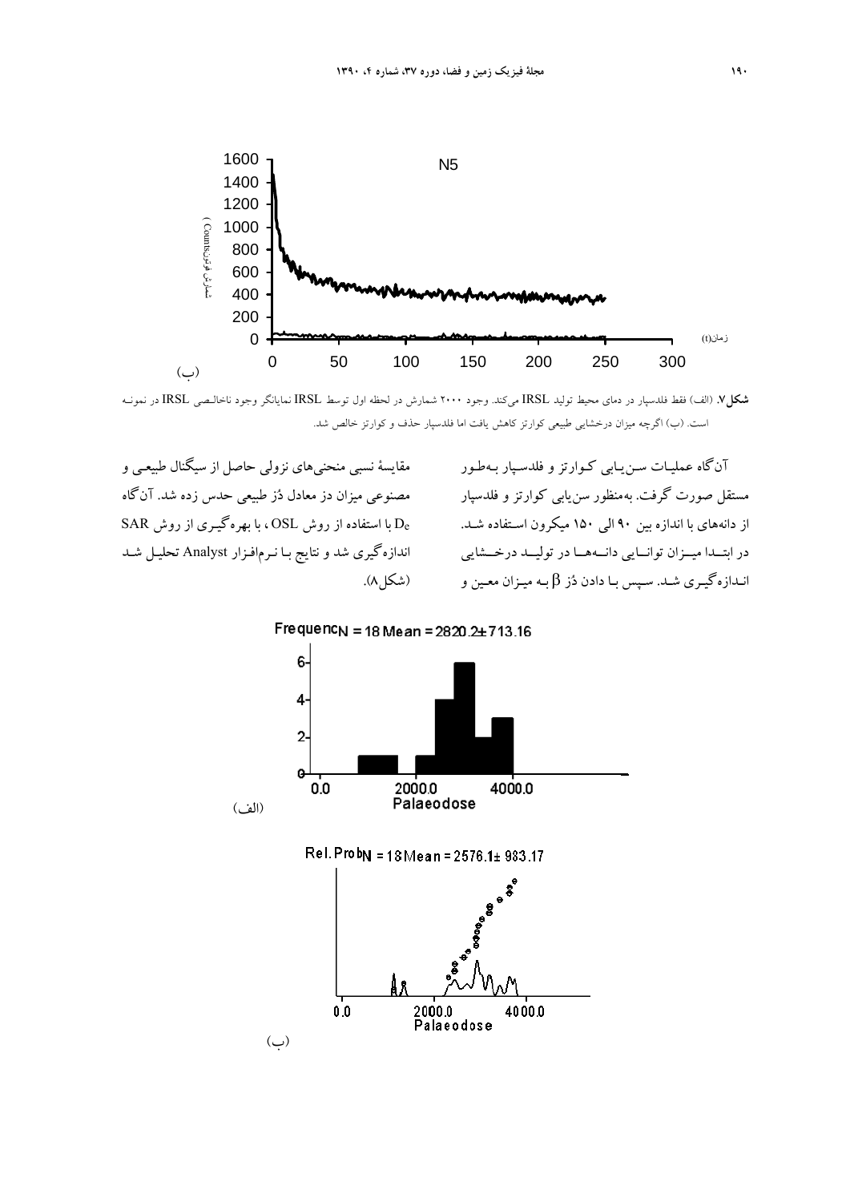(ب)

**شکل۷.** (الف) فقط فلدسپار در دمای محیط تولید IRSL می‌کند. وجود ۲۰۰۰ شمارش در لحظه اول توسط IRSL نمایانگر وجود ناخالصی IRSL در نمونه است. (ب) اگرچه میزان درخشایی طبیعی کوارتز کاهش یافت اما فلدسپار حذف و کوارتز خالص شد.

آن‌گاه عملیات سن‌یابی کوارتز و فلدسپار به‌طور مستقل صورت گرفت. به‌منظور سن‌یابی کوارتز و فلدسپار از دانه‌های با اندازه بین ۹۰ الی ۱۵۰ میکرون استفاده شد. در ابتدا میزان توانایی دانه‌ها در تولید درخشایی اندازه‌گیری شد. سپس با دادن دُز $\beta$ به میزان معین و مقایسهٔ نسبی منحنی‌های نزولی حاصل از سیگنال طبیعی و مصنوعی میزان دز معادل دُز طبیعی حدس زده شد. آن‌گاه $D_e$ با استفاده از روش OSL، با بهره‌گیری از روش SAR اندازه‌گیری شد و نتایج با نرم‌افزار Analyst تحلیل شد (شکل۸).

(الف)

(ب)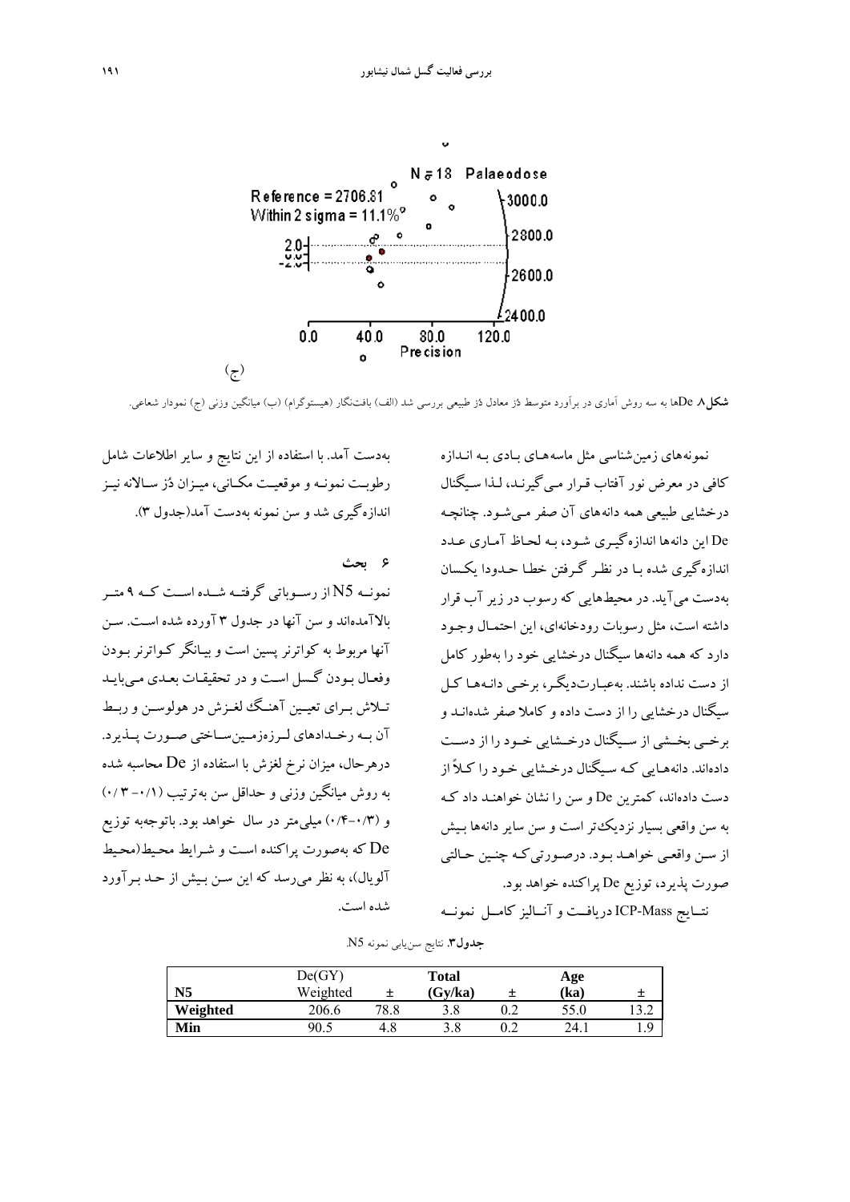N = 18 Palaeodose

Reference = 2706.81

Within 2 sigma = 11.1%

(ج)

**شکل ۸.** Deها به سه روش آماری در برآورد متوسط دُز معادل دُز طبیعی بررسی شد (الف) بافت‌نگار (هیستوگرام) (ب) میانگین وزنی (ج) نمودار شعاعی.

نمونه‌های زمین‌شناسی مثل ماسه‌های بادی به اندازه کافی در معرض نور آفتاب قرار می‌گیرند، لذا سیگنال درخشایی طبیعی همه دانه‌های آن صفر می‌شود. چنانچه De این دانه‌ها اندازه‌گیری شود، به لحاظ آماری عدد اندازه‌گیری شده با در نظر گرفتن خطا حدودا یکسان به‌دست می‌آید. در محیط‌هایی که رسوب در زیر آب قرار داشته است، مثل رسوبات رودخانه‌ای، این احتمال وجود دارد که همه دانه‌ها سیگنال درخشایی خود را به‌طور کامل از دست نداده باشند. به‌عبارت‌دیگر، برخی دانه‌ها کل سیگنال درخشایی را از دست داده و کاملا صفر شده‌اند و برخی بخشی از سیگنال درخشایی خود را از دست داده‌اند. دانه‌هایی که سیگنال درخشایی خود را کلاً از دست داده‌اند، کمترین De و سن را نشان خواهند داد که به سن واقعی بسیار نزدیک‌تر است و سن سایر دانه‌ها بیش از سن واقعی خواهد بود. درصورتی‌که چنین حالتی صورت پذیرد، توزیع De پراکنده خواهد بود.

نتایج ICP-Mass دریافت و آنالیز کامل نمونه به‌دست آمد. با استفاده از این نتایج و سایر اطلاعات شامل رطوبت نمونه و موقعیت مکانی، میزان دُز سالانه نیز اندازه‌گیری شد و سن نمونه به‌دست آمد(جدول ۳).

## ۶ بحث

نمونه N5 از رسوباتی گرفته شده است که ۹ متر بالاآمده‌اند و سن آنها در جدول ۳ آورده شده است. سن آنها مربوط به کواترنر پسین است و بیانگر کواترنر بودن وفعال بودن گسل است و در تحقیقات بعدی می‌باید تلاش برای تعیین آهنگ لغزش در هولوسن و ربط آن به رخدادهای لرزه‌زمین‌ساختی صورت پذیرد. درهرحال، میزان نرخ لغزش با استفاده از De محاسبه شده به روش میانگین وزنی و حداقل سن به‌ترتیب (۰/۱-۰/۳) و (۰/۳-۰/۴) میلی‌متر در سال خواهد بود. باتوجه‌به توزیع De که به‌صورت پراکنده است و شرایط محیط(محیط آلوبال)، به نظر می‌رسد که این سن بیش از حد برآورد شده است.

**جدول۳.** نتایج سن‌یابی نمونه N5.

| N5 | De(GY) Weighted | ± | Total (Gy/ka) | ± | Age (ka) | ± |
|---|---|---|---|---|---|---|
| **Weighted** | 206.6 | 78.8 | 3.8 | 0.2 | 55.0 | 13.2 |
| **Min** | 90.5 | 4.8 | 3.8 | 0.2 | 24.1 | 1.9 |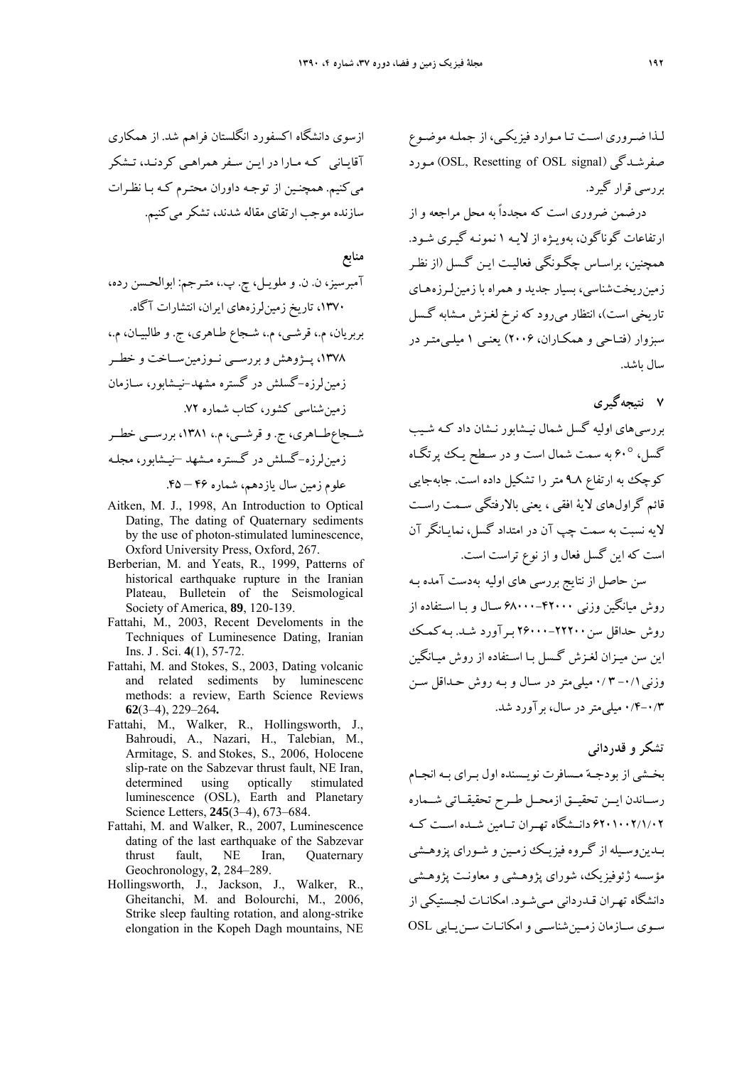لـذا ضـروری اسـت تـا مـوارد فیزیکـی، از جملـه موضـوع صفرشـدگی (OSL, Resetting of OSL signal) مـورد بررسی قرار گیرد.

درضمن ضروری است که مجدداً به محل مراجعه و از ارتفاعات گوناگون، بهویـژه از لایـه ۱ نمونـه گیـری شـود. همچنین، براساس چگـونگی فعالیـت ایـن گسـل (از نظـر زمینریختشناسی، بسیار جدید و همراه با زمینلـرزههـای تاریخی است)، انتظار میرود که نرخ لغـزش مـشابه گسـل سبزوار (فتـاحی و همکـاران، ۲۰۰۶) یعنـی ۱ میلـیمتـر در سال باشد.

## ۷ نتیجهگیری

بررسیهای اولیه گسل شمال نیـشابور نـشان داد کـه شـیب گسل، °۶۰ به سمت شمال است و در سطح یـک پرتگـاه کوچک به ارتفاع ۸-۹ متر را تشکیل داده است. جابهجایی قائم گراولهای لایۀ افقی ، یعنی بالارفتگی سـمت راسـت لایه نسبت به سمت چپ آن در امتداد گسل، نمایـانگر آن است که این گسل فعال و از نوع تراست است.

سن حاصل از نتایج بررسی های اولیه بهدست آمده بـه روش میانگین وزنی ۴۲۰۰۰-۶۸۰۰۰ سـال و بـا اسـتفاده از روش حداقل سن ۲۲۲۰۰-۲۶۰۰۰ بـرآورد شـد. بـهکمـک این سن میـزان لغـزش گسـل بـا اسـتفاده از روش میـانگین وزنی ۰/۱- ۰/۳ میلیمتر در سـال و بـه روش حـداقل سـن ۰/۳-۰/۴ میلیمتر در سال، برآورد شد.

## تشکر و قدردانی

بخـشی از بودجـۀ مـسافرت نویـسنده اول بـرای بـه انجـام رسـاندن ایـن تحقیـق ازمحـل طـرح تحقیقـاتی شـماره ۶۲۰۱۰۰۲/۱/۰۲ دانـشگاه تهـران تـامین شـده اسـت کـه بـدینوسـیله از گـروه فیزیـک زمـین و شـورای پزوهـشی مؤسسه ژئوفیزیک، شورای پژوهـشی و معاونـت پژوهـشی دانشگاه تهـران قـدردانی مـیشـود. امکانـات لجـستیکی از سـوی سـازمان زمـینشناسـی و امکانـات سـنیـابی OSL ازسوی دانشگاه اکسفورد انگلستان فراهم شد. از همکاری آقایـانی کـه مـارا در ایـن سـفر همراهـی کردنـد، تـشکر میکنیم. همچنـین از توجـه داوران محتـرم کـه بـا نظـرات سازنده موجب ارتقای مقاله شدند، تشکر میکنیم.

## منابع

آمبرسیز، ن. ن. و ملویـل، چ. پ.، متـرجم: ابوالحسن رده، ۱۳۷۰، تاریخ زمینلرزههای ایران، انتشارات آگاه.

بربریان، م.، قرشـی، م.، شـجاع طـاهری، ج. و طالبیـان، م.، ۱۳۷۸، پـژوهش و بررسـی نـوزمینسـاخت و خطـر زمینلرزه-گسلش در گستره مشهد-نیـشابور، سـازمان زمینشناسی کشور، کتاب شماره ۷۲.

شـجاعطـاهری، ج. و قرشـی، م.، ۱۳۸۱، بررسـی خطـر زمینلرزه-گسلش در گستره مـشهد –نیـشابور، مجلـه علوم زمین سال یازدهم، شماره ۴۶ – ۴۵.

Aitken, M. J., 1998, An Introduction to Optical Dating, The dating of Quaternary sediments by the use of photon-stimulated luminescence, Oxford University Press, Oxford, 267.

Berberian, M. and Yeats, R., 1999, Patterns of historical earthquake rupture in the Iranian Plateau, Bulletein of the Seismological Society of America, **89**, 120-139.

Fattahi, M., 2003, Recent Develoments in the Techniques of Luminesence Dating, Iranian Ins. J . Sci. **4**(1), 57-72.

Fattahi, M. and Stokes, S., 2003, Dating volcanic and related sediments by luminescenc methods: a review, Earth Science Reviews **62**(3–4), 229–264**.**

Fattahi, M., Walker, R., Hollingsworth, J., Bahroudi, A., Nazari, H., Talebian, M., Armitage, S. and Stokes, S., 2006, Holocene slip-rate on the Sabzevar thrust fault, NE Iran, determined using optically stimulated luminescence (OSL), Earth and Planetary Science Letters, **245**(3–4), 673–684.

Fattahi, M. and Walker, R., 2007, Luminescence dating of the last earthquake of the Sabzevar thrust fault, NE Iran, Quaternary Geochronology, **2**, 284–289.

Hollingsworth, J., Jackson, J., Walker, R., Gheitanchi, M. and Bolourchi, M., 2006, Strike sleep faulting rotation, and along-strike elongation in the Kopeh Dagh mountains, NE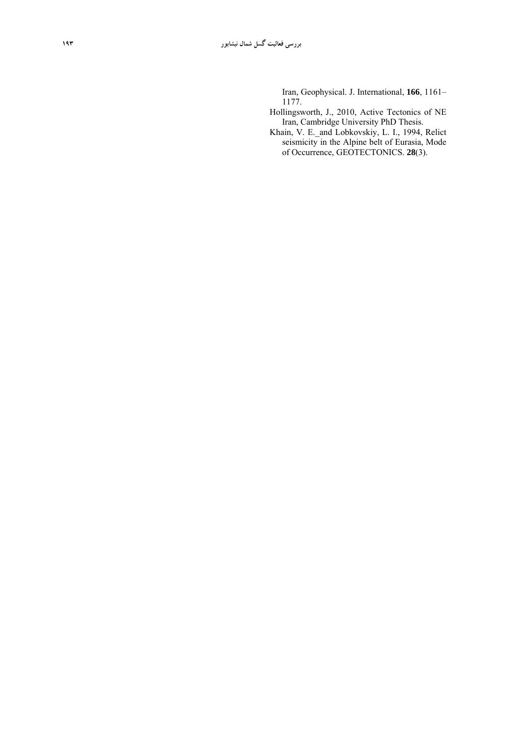Iran, Geophysical. J. International, **166**, 1161–1177.

Hollingsworth, J., 2010, Active Tectonics of NE Iran, Cambridge University PhD Thesis.

Khain, V. E._and Lobkovskiy, L. I., 1994, Relict seismicity in the Alpine belt of Eurasia, Mode of Occurrence, GEOTECTONICS. **28**(3).